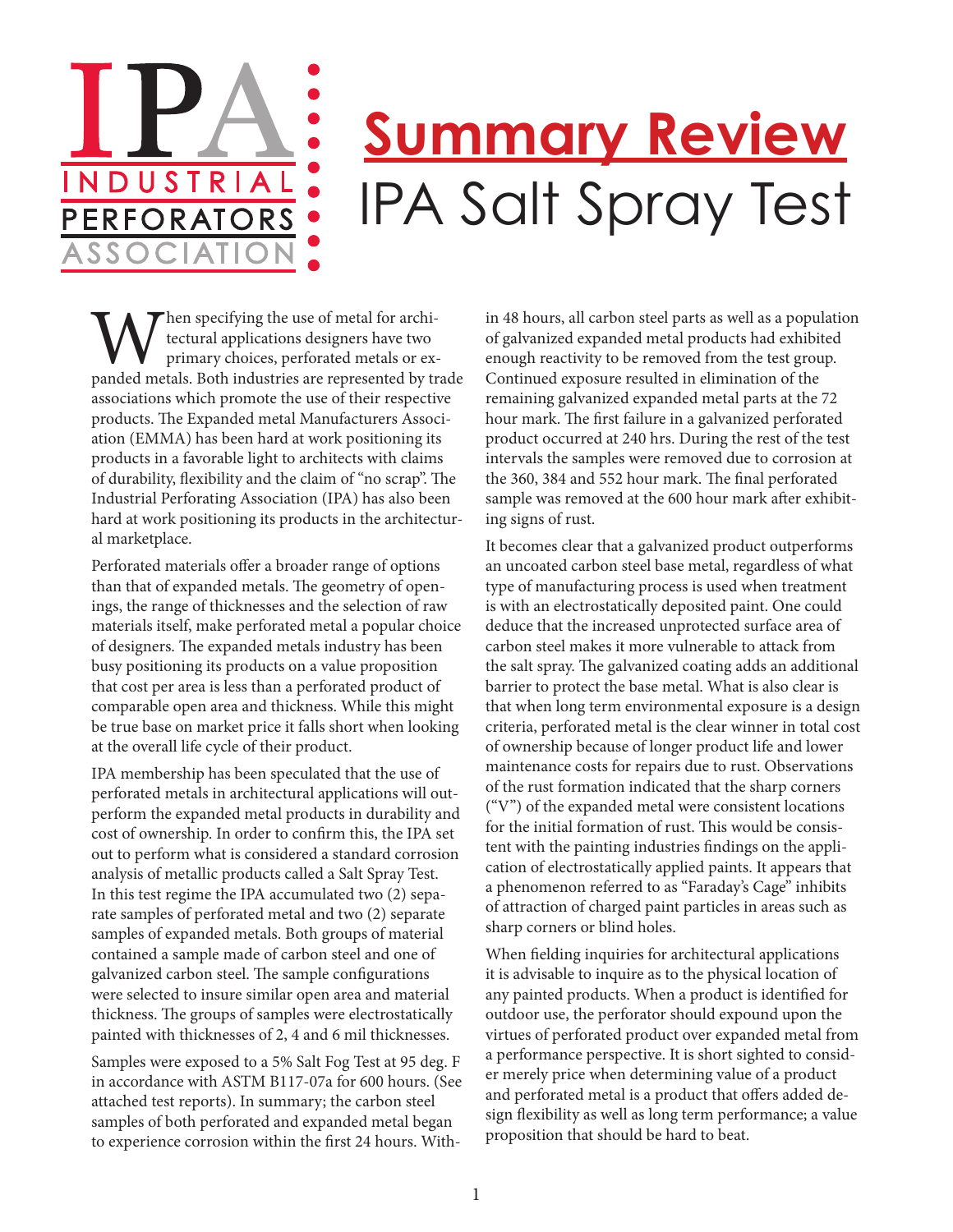IPA INDUSTRIAL PERFORATORS ASSOCIATION

# Summary Review

# IPA Salt Spray Test

When specifying the use of metal for architectural applications designers have two primary choices, perforated metals or expanded metals. Both industries are represented by trade associations which promote the use of their respective products. The Expanded Metal Manufacturers Association (EMMA) has been hard at work positioning its products in a favorable light to architects with claims of durability, flexibility and the claim of "no scrap". The Industrial Perforating Association (IPA) has also been hard at work positioning its products in the architectural marketplace.

Perforated materials offer a broader range of options than that of expanded metals. The geometry of openings, the range of thicknesses and the selection of raw materials itself, make perforated metal a popular choice of designers. The expanded metals industry has been busy positioning its products on a value proposition that cost per area is less than a perforated product of comparable open area and thickness. While this might be true base on market price it falls short when looking at the overall life cycle of their product.

IPA membership has been speculated that the use of perforated metals in architectural applications will outperform the expanded metal products in durability and cost of ownership. In order to confirm this, the IPA set out to perform what is considered a standard corrosion analysis of metallic products called a Salt Spray Test. In this test regime the IPA accumulated two (2) separate samples of perforated metal and two (2) separate samples of expanded metals. Both groups of material contained a sample made of carbon steel and one of galvanized carbon steel. The sample configurations were selected to insure similar open area and material thickness. The groups of samples were electrostatically painted with thicknesses of 2, 4 and 6 mil thicknesses.

Samples were exposed to a 5% Salt Fog Test at 95 deg. F in accordance with ASTM B117-07a for 600 hours. (See attached test reports). In summary; the carbon steel samples of both perforated and expanded metal began to experience corrosion within the first 24 hours. Within 48 hours, all carbon steel parts as well as a population of galvanized expanded metal products had exhibited enough reactivity to be removed from the test group. Continued exposure resulted in elimination of the remaining galvanized expanded metal parts at the 72 hour mark. The first failure in a galvanized perforated product occurred at 240 hrs. During the rest of the test intervals the samples were removed due to corrosion at the 360, 384 and 552 hour mark. The final perforated sample was removed at the 600 hour mark after exhibiting signs of rust.

It becomes clear that a galvanized product outperforms an uncoated carbon steel base metal, regardless of what type of manufacturing process is used when treatment is with an electrostatically deposited paint. One could deduce that the increased unprotected surface area of carbon steel makes it more vulnerable to attack from the salt spray. The galvanized coating adds an additional barrier to protect the base metal. What is also clear is that when long term environmental exposure is a design criteria, perforated metal is the clear winner in total cost of ownership because of longer product life and lower maintenance costs for repairs due to rust. Observations of the rust formation indicated that the sharp corners ("V") of the expanded metal were consistent locations for the initial formation of rust. This would be consistent with the painting industries findings on the application of electrostatically applied paints. It appears that a phenomenon referred to as "Faraday's Cage" inhibits of attraction of charged paint particles in areas such as sharp corners or blind holes.

When fielding inquiries for architectural applications it is advisable to inquire as to the physical location of any painted products. When a product is identified for outdoor use, the perforator should expound upon the virtues of perforated product over expanded metal from a performance perspective. It is short sighted to consider merely price when determining value of a product and perforated metal is a product that offers added design flexibility as well as long term performance; a value proposition that should be hard to beat.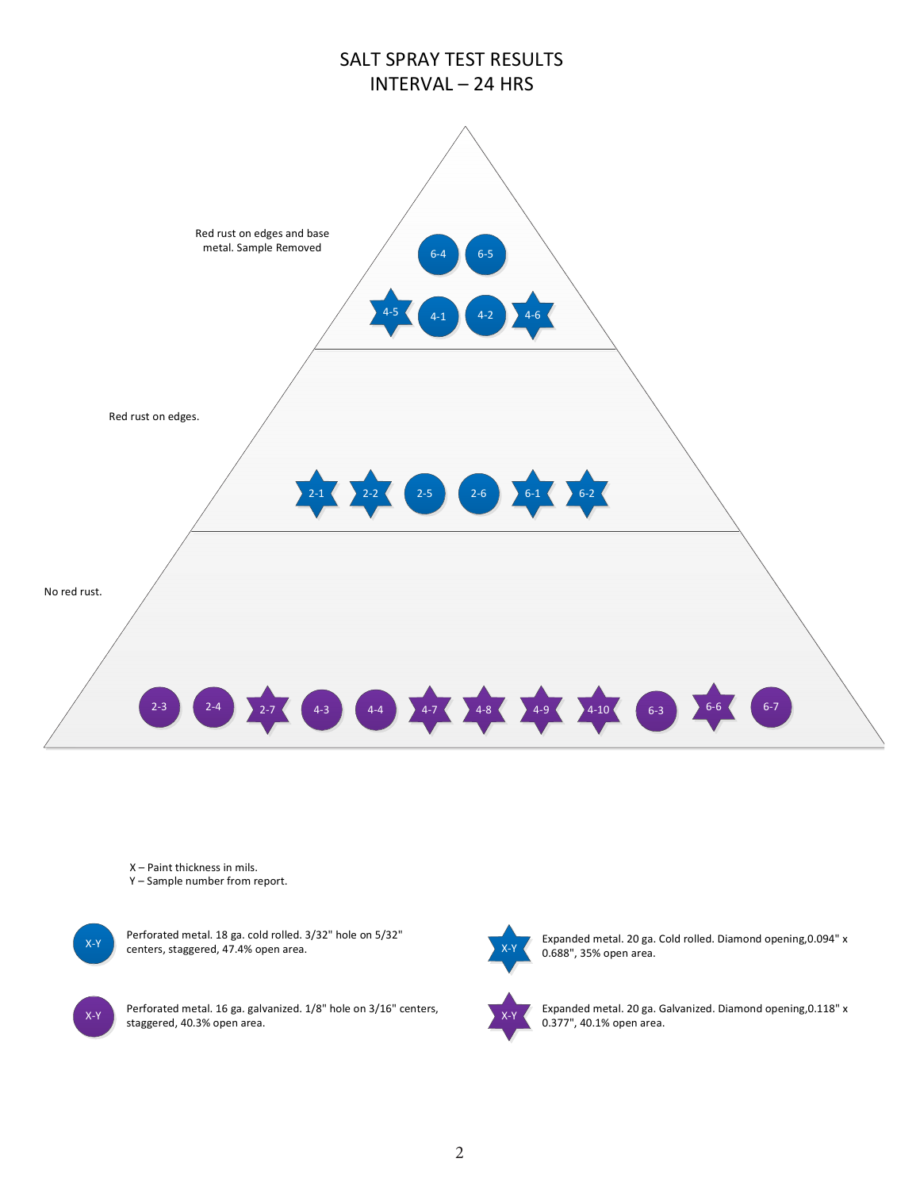# SALT SPRAY TEST RESULTS
## INTERVAL – 24 HRS

**Red rust on edges and base metal. Sample Removed**

6-4, 6-5, 4-5, 4-1, 4-2, 4-6

**Red rust on edges.**

2-1, 2-2, 2-5, 2-6, 6-1, 6-2

**No red rust.**

2-3, 2-4, 2-7, 4-3, 4-4, 4-7, 4-8, 4-9, 4-10, 6-3, 6-6, 6-7

X – Paint thickness in mils.
Y – Sample number from report.

| Symbol | Description |
| --- | --- |
| X-Y (blue circle) | Perforated metal. 18 ga. cold rolled. 3/32" hole on 5/32" centers, staggered, 47.4% open area. |
| X-Y (blue star) | Expanded metal. 20 ga. Cold rolled. Diamond opening,0.094" x 0.688", 35% open area. |
| X-Y (purple circle) | Perforated metal. 16 ga. galvanized. 1/8" hole on 3/16" centers, staggered, 40.3% open area. |
| X-Y (purple star) | Expanded metal. 20 ga. Galvanized. Diamond opening,0.118" x 0.377", 40.1% open area. |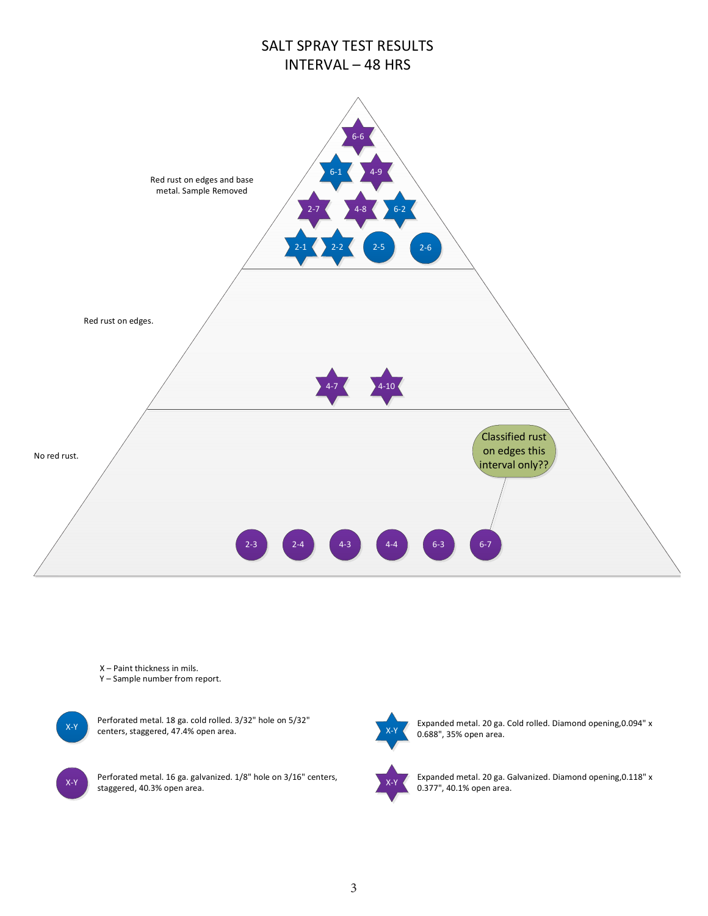# SALT SPRAY TEST RESULTS
## INTERVAL – 48 HRS

Red rust on edges and base metal. Sample Removed

6-6

6-1 4-9

2-7 4-8 6-2

2-1 2-2 2-5 2-6

Red rust on edges.

4-7 4-10

No red rust.

Classified rust on edges this interval only??

2-3 2-4 4-3 4-4 6-3 6-7

X – Paint thickness in mils.
Y – Sample number from report.

X-Y (blue circle): Perforated metal. 18 ga. cold rolled. 3/32" hole on 5/32" centers, staggered, 47.4% open area.

X-Y (blue star): Expanded metal. 20 ga. Cold rolled. Diamond opening, 0.094" x 0.688", 35% open area.

X-Y (purple circle): Perforated metal. 16 ga. galvanized. 1/8" hole on 3/16" centers, staggered, 40.3% open area.

X-Y (purple star): Expanded metal. 20 ga. Galvanized. Diamond opening, 0.118" x 0.377", 40.1% open area.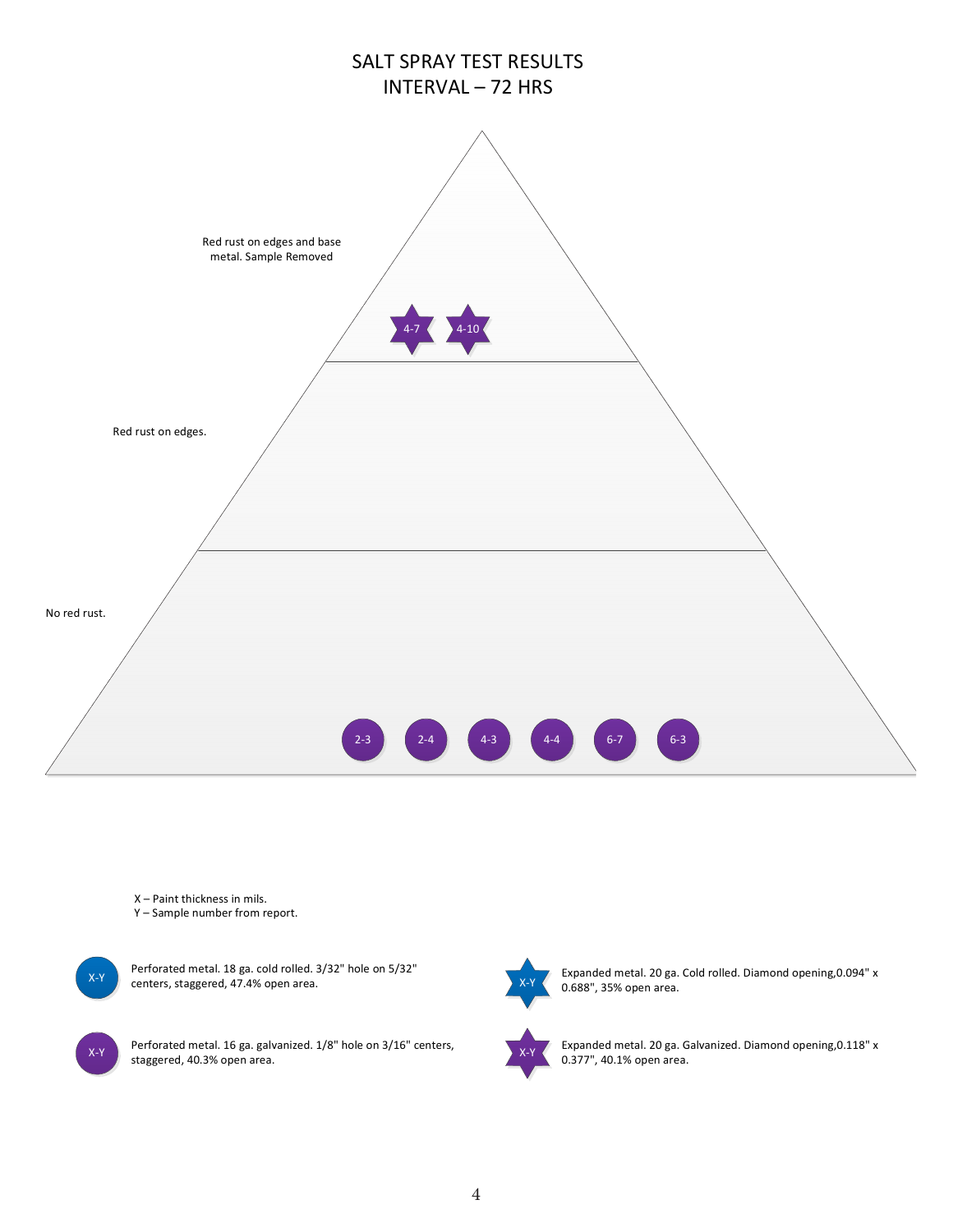# SALT SPRAY TEST RESULTS
## INTERVAL – 72 HRS

Red rust on edges and base metal. Sample Removed

4-7 4-10

Red rust on edges.

No red rust.

2-3 2-4 4-3 4-4 6-7 6-3

X – Paint thickness in mils.
Y – Sample number from report.

X-Y Perforated metal. 18 ga. cold rolled. 3/32" hole on 5/32" centers, staggered, 47.4% open area.

X-Y Expanded metal. 20 ga. Cold rolled. Diamond opening,0.094" x 0.688", 35% open area.

X-Y Perforated metal. 16 ga. galvanized. 1/8" hole on 3/16" centers, staggered, 40.3% open area.

X-Y Expanded metal. 20 ga. Galvanized. Diamond opening,0.118" x 0.377", 40.1% open area.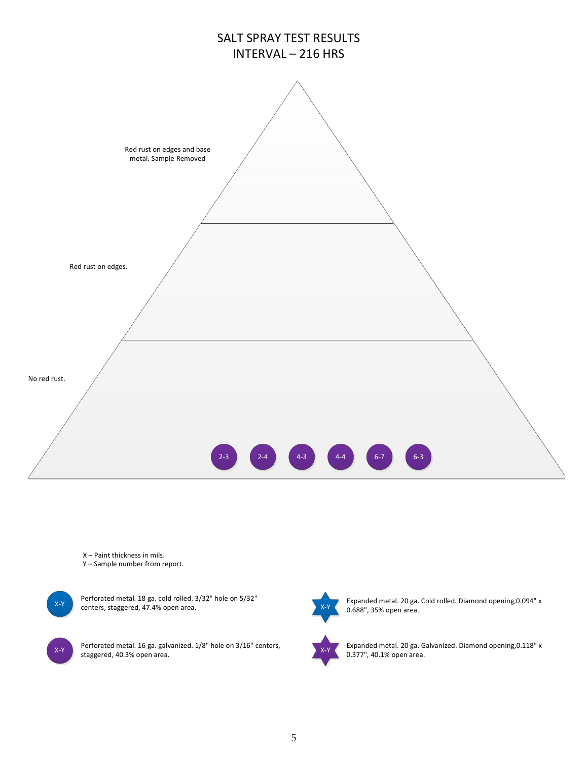# SALT SPRAY TEST RESULTS
# INTERVAL – 216 HRS

Red rust on edges and base metal. Sample Removed

Red rust on edges.

No red rust.

2-3 2-4 4-3 4-4 6-7 6-3

X – Paint thickness in mils.
Y – Sample number from report.

X-Y (blue circle): Perforated metal. 18 ga. cold rolled. 3/32" hole on 5/32" centers, staggered, 47.4% open area.

X-Y (blue star): Expanded metal. 20 ga. Cold rolled. Diamond opening,0.094" x 0.688", 35% open area.

X-Y (purple circle): Perforated metal. 16 ga. galvanized. 1/8" hole on 3/16" centers, staggered, 40.3% open area.

X-Y (purple star): Expanded metal. 20 ga. Galvanized. Diamond opening,0.118" x 0.377", 40.1% open area.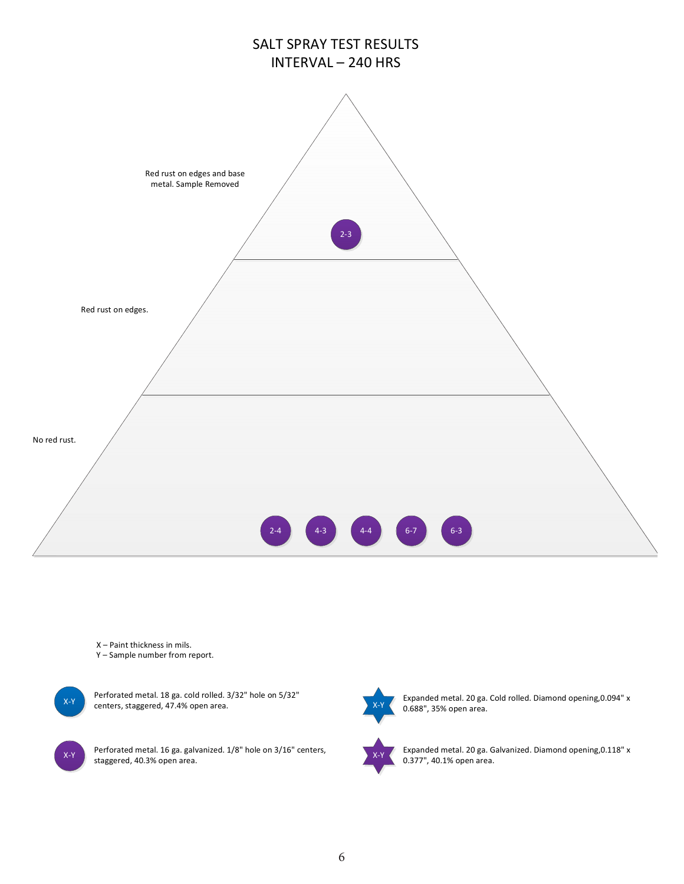# SALT SPRAY TEST RESULTS
# INTERVAL – 240 HRS

Red rust on edges and base metal. Sample Removed

2-3

Red rust on edges.

No red rust.

2-4 4-3 4-4 6-7 6-3

X – Paint thickness in mils.
Y – Sample number from report.

X-Y (blue circle): Perforated metal. 18 ga. cold rolled. 3/32" hole on 5/32" centers, staggered, 47.4% open area.

X-Y (blue star): Expanded metal. 20 ga. Cold rolled. Diamond opening,0.094" x 0.688", 35% open area.

X-Y (purple circle): Perforated metal. 16 ga. galvanized. 1/8" hole on 3/16" centers, staggered, 40.3% open area.

X-Y (purple star): Expanded metal. 20 ga. Galvanized. Diamond opening,0.118" x 0.377", 40.1% open area.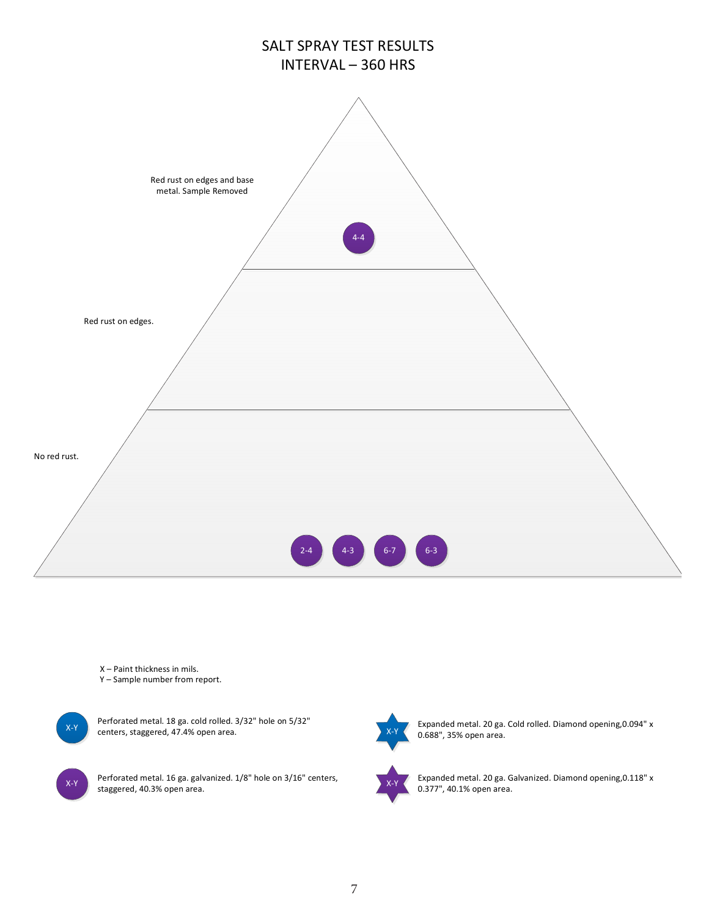# SALT SPRAY TEST RESULTS
## INTERVAL – 360 HRS

Red rust on edges and base metal. Sample Removed

4-4

Red rust on edges.

No red rust.

2-4 4-3 6-7 6-3

X – Paint thickness in mils.
Y – Sample number from report.

- X-Y (blue circle): Perforated metal. 18 ga. cold rolled. 3/32" hole on 5/32" centers, staggered, 47.4% open area.
- X-Y (blue star): Expanded metal. 20 ga. Cold rolled. Diamond opening,0.094" x 0.688", 35% open area.
- X-Y (purple circle): Perforated metal. 16 ga. galvanized. 1/8" hole on 3/16" centers, staggered, 40.3% open area.
- X-Y (purple star): Expanded metal. 20 ga. Galvanized. Diamond opening,0.118" x 0.377", 40.1% open area.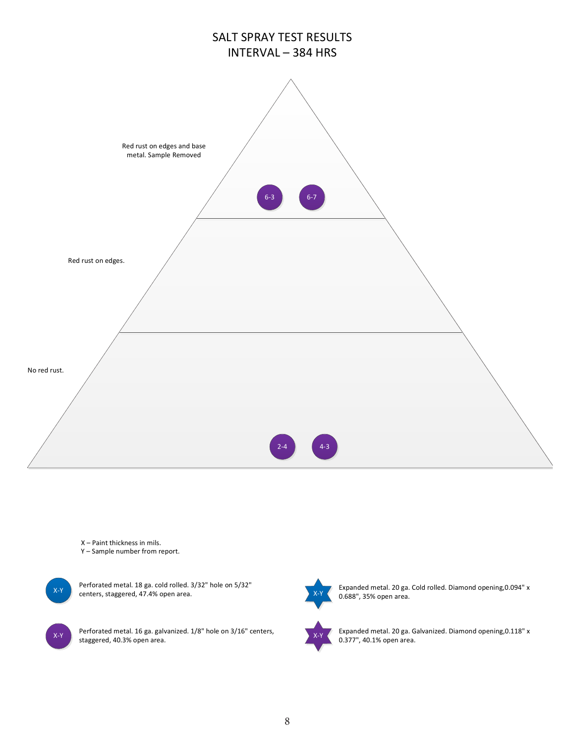# SALT SPRAY TEST RESULTS
## INTERVAL – 384 HRS

Red rust on edges and base metal. Sample Removed

6-3 6-7

Red rust on edges.

No red rust.

2-4 4-3

X – Paint thickness in mils.
Y – Sample number from report.

- X-Y (blue circle): Perforated metal. 18 ga. cold rolled. 3/32" hole on 5/32" centers, staggered, 47.4% open area.
- X-Y (purple circle): Perforated metal. 16 ga. galvanized. 1/8" hole on 3/16" centers, staggered, 40.3% open area.
- X-Y (blue star): Expanded metal. 20 ga. Cold rolled. Diamond opening,0.094" x 0.688", 35% open area.
- X-Y (purple star): Expanded metal. 20 ga. Galvanized. Diamond opening,0.118" x 0.377", 40.1% open area.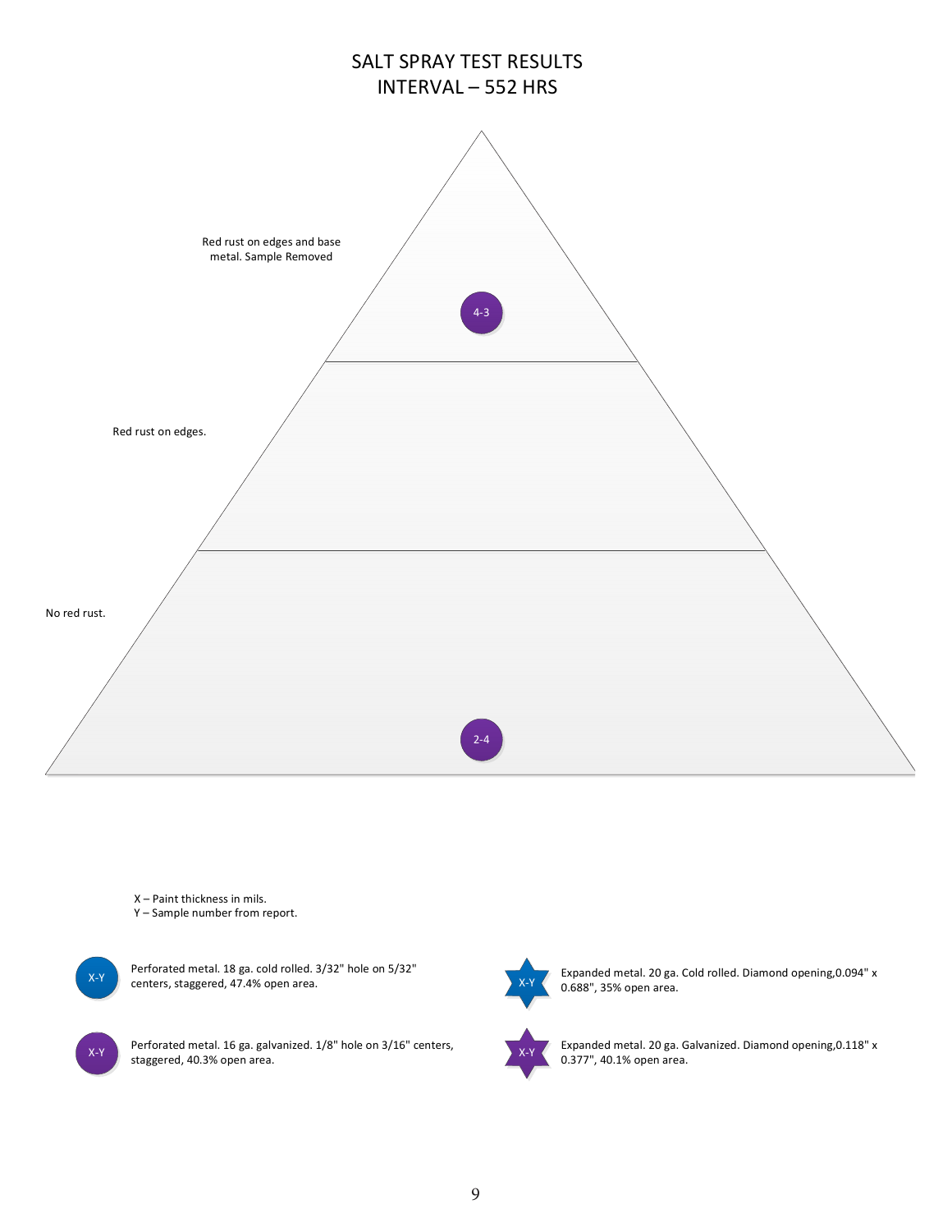# SALT SPRAY TEST RESULTS
## INTERVAL – 552 HRS

Red rust on edges and base metal. Sample Removed

4-3

Red rust on edges.

No red rust.

2-4

X – Paint thickness in mils.
Y – Sample number from report.

- (Blue circle) X-Y: Perforated metal. 18 ga. cold rolled. 3/32" hole on 5/32" centers, staggered, 47.4% open area.
- (Blue star) X-Y: Expanded metal. 20 ga. Cold rolled. Diamond opening, 0.094" x 0.688", 35% open area.
- (Purple circle) X-Y: Perforated metal. 16 ga. galvanized. 1/8" hole on 3/16" centers, staggered, 40.3% open area.
- (Purple star) X-Y: Expanded metal. 20 ga. Galvanized. Diamond opening, 0.118" x 0.377", 40.1% open area.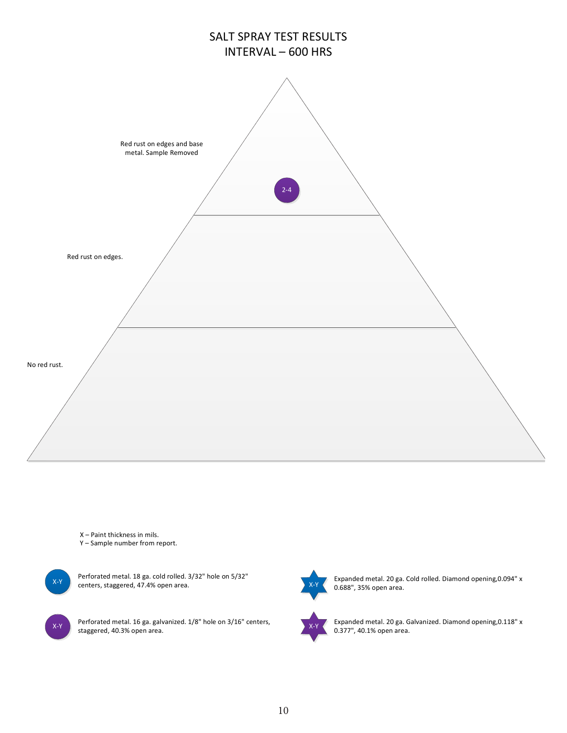# SALT SPRAY TEST RESULTS
## INTERVAL – 600 HRS

Red rust on edges and base metal. Sample Removed

2-4

Red rust on edges.

No red rust.

X – Paint thickness in mils.
Y – Sample number from report.

X-Y Perforated metal. 18 ga. cold rolled. 3/32" hole on 5/32" centers, staggered, 47.4% open area.

X-Y Perforated metal. 16 ga. galvanized. 1/8" hole on 3/16" centers, staggered, 40.3% open area.

X-Y Expanded metal. 20 ga. Cold rolled. Diamond opening,0.094" x 0.688", 35% open area.

X-Y Expanded metal. 20 ga. Galvanized. Diamond opening,0.118" x 0.377", 40.1% open area.